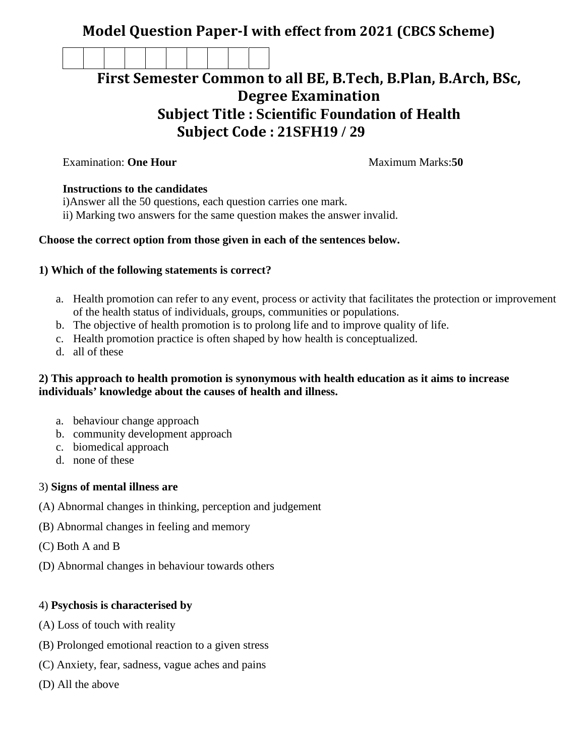# Model Question Paper-I with effect from 2021 (CBCS Scheme)

|  |  |  |  |  |  |  |  |  |  |
|---|---|---|---|---|---|---|---|---|---|
|  |  |  |  |  |  |  |  |  |  |

## First Semester Common to all BE, B.Tech, B.Plan, B.Arch, BSc, Degree Examination

## Subject Title : Scientific Foundation of Health

## Subject Code : 21SFH19 / 29

Examination: **One Hour** Maximum Marks:**50**

**Instructions to the candidates**

i)Answer all the 50 questions, each question carries one mark.

ii) Marking two answers for the same question makes the answer invalid.

**Choose the correct option from those given in each of the sentences below.**

**1) Which of the following statements is correct?**

a. Health promotion can refer to any event, process or activity that facilitates the protection or improvement of the health status of individuals, groups, communities or populations.
b. The objective of health promotion is to prolong life and to improve quality of life.
c. Health promotion practice is often shaped by how health is conceptualized.
d. all of these

**2) This approach to health promotion is synonymous with health education as it aims to increase individuals' knowledge about the causes of health and illness.**

a. behaviour change approach
b. community development approach
c. biomedical approach
d. none of these

3) **Signs of mental illness are**

(A) Abnormal changes in thinking, perception and judgement

(B) Abnormal changes in feeling and memory

(C) Both A and B

(D) Abnormal changes in behaviour towards others

4) **Psychosis is characterised by**

(A) Loss of touch with reality

(B) Prolonged emotional reaction to a given stress

(C) Anxiety, fear, sadness, vague aches and pains

(D) All the above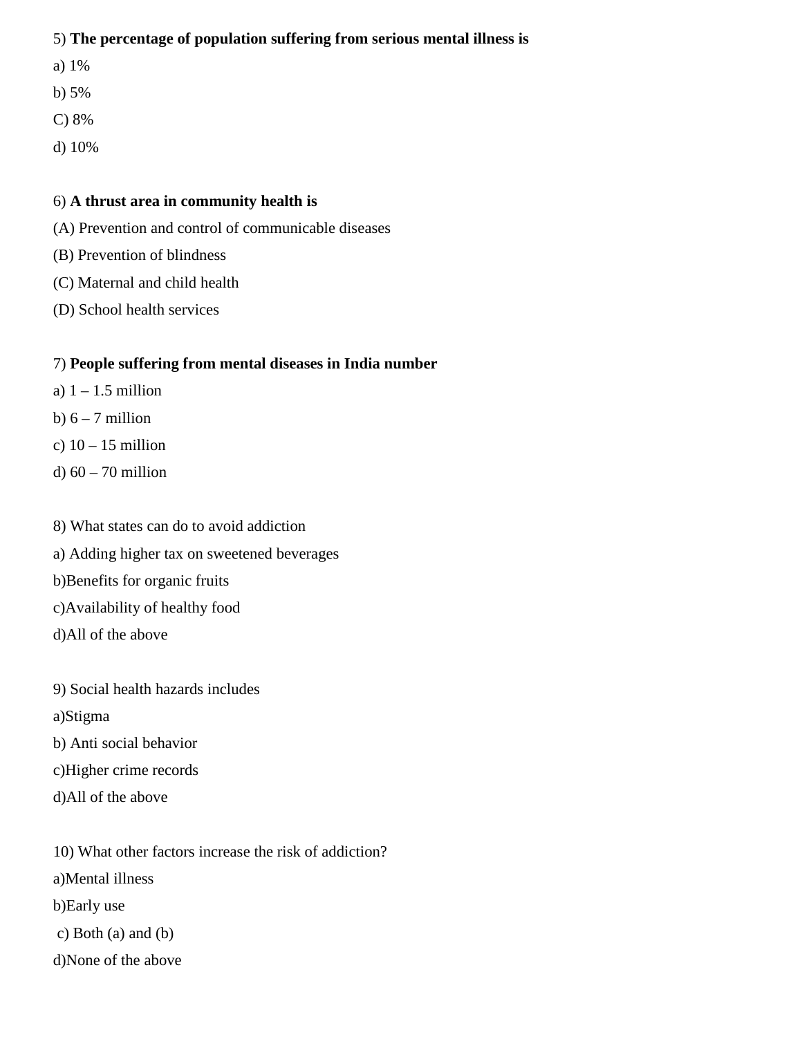5) **The percentage of population suffering from serious mental illness is**

a) 1%

b) 5%

C) 8%

d) 10%

6) **A thrust area in community health is**

(A) Prevention and control of communicable diseases

(B) Prevention of blindness

(C) Maternal and child health

(D) School health services

7) **People suffering from mental diseases in India number**

a) 1 – 1.5 million

b) 6 – 7 million

c) 10 – 15 million

d) 60 – 70 million

8) What states can do to avoid addiction

a) Adding higher tax on sweetened beverages

b)Benefits for organic fruits

c)Availability of healthy food

d)All of the above

9) Social health hazards includes

a)Stigma

b) Anti social behavior

c)Higher crime records

d)All of the above

10) What other factors increase the risk of addiction?

a)Mental illness

b)Early use

c) Both (a) and (b)

d)None of the above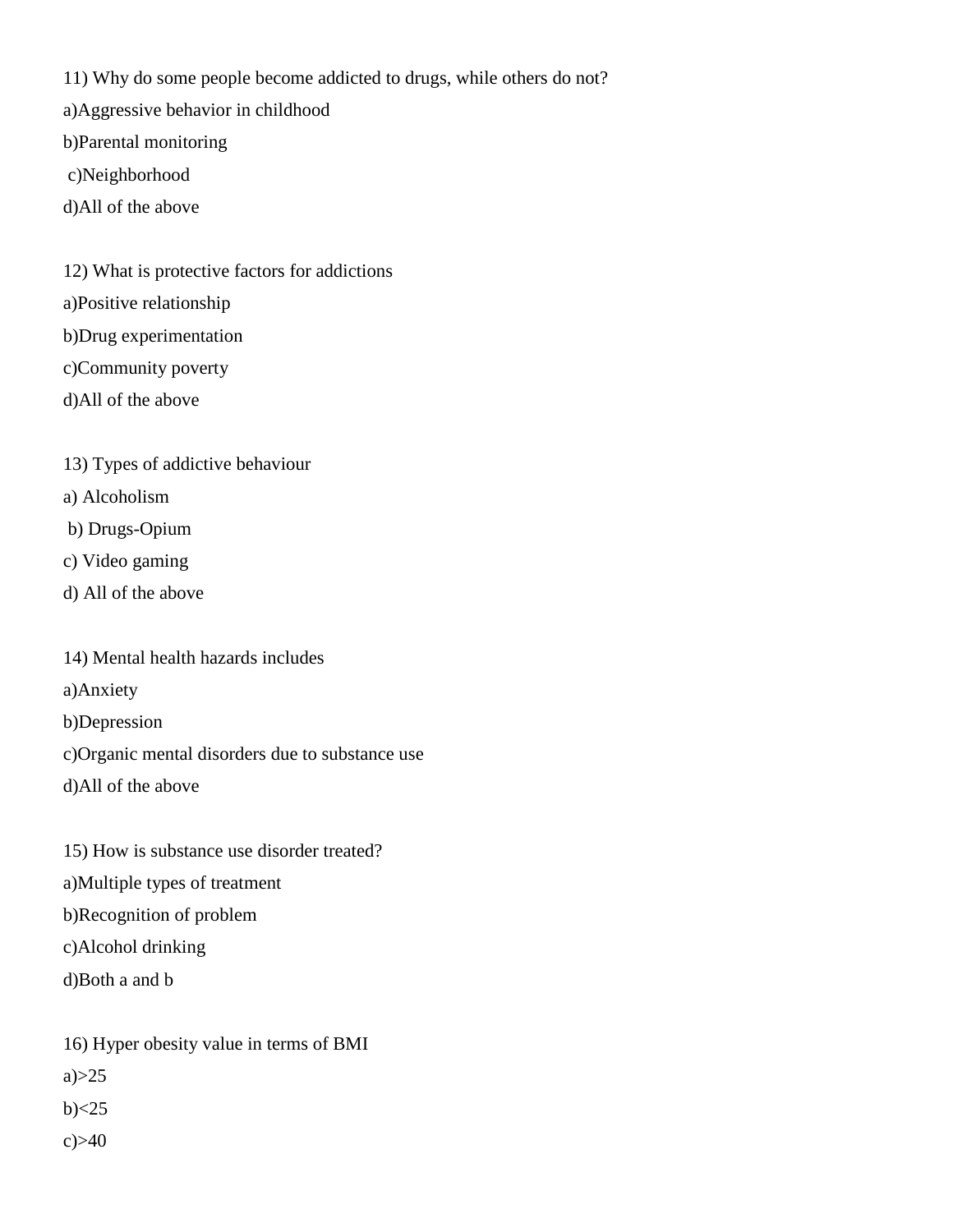11) Why do some people become addicted to drugs, while others do not?

a)Aggressive behavior in childhood

b)Parental monitoring

c)Neighborhood

d)All of the above

12) What is protective factors for addictions

a)Positive relationship

b)Drug experimentation

c)Community poverty

d)All of the above

13) Types of addictive behaviour

a) Alcoholism

b) Drugs-Opium

c) Video gaming

d) All of the above

14) Mental health hazards includes

a)Anxiety

b)Depression

c)Organic mental disorders due to substance use

d)All of the above

15) How is substance use disorder treated?

a)Multiple types of treatment

b)Recognition of problem

c)Alcohol drinking

d)Both a and b

16) Hyper obesity value in terms of BMI

a)>25

b)<25

c)>40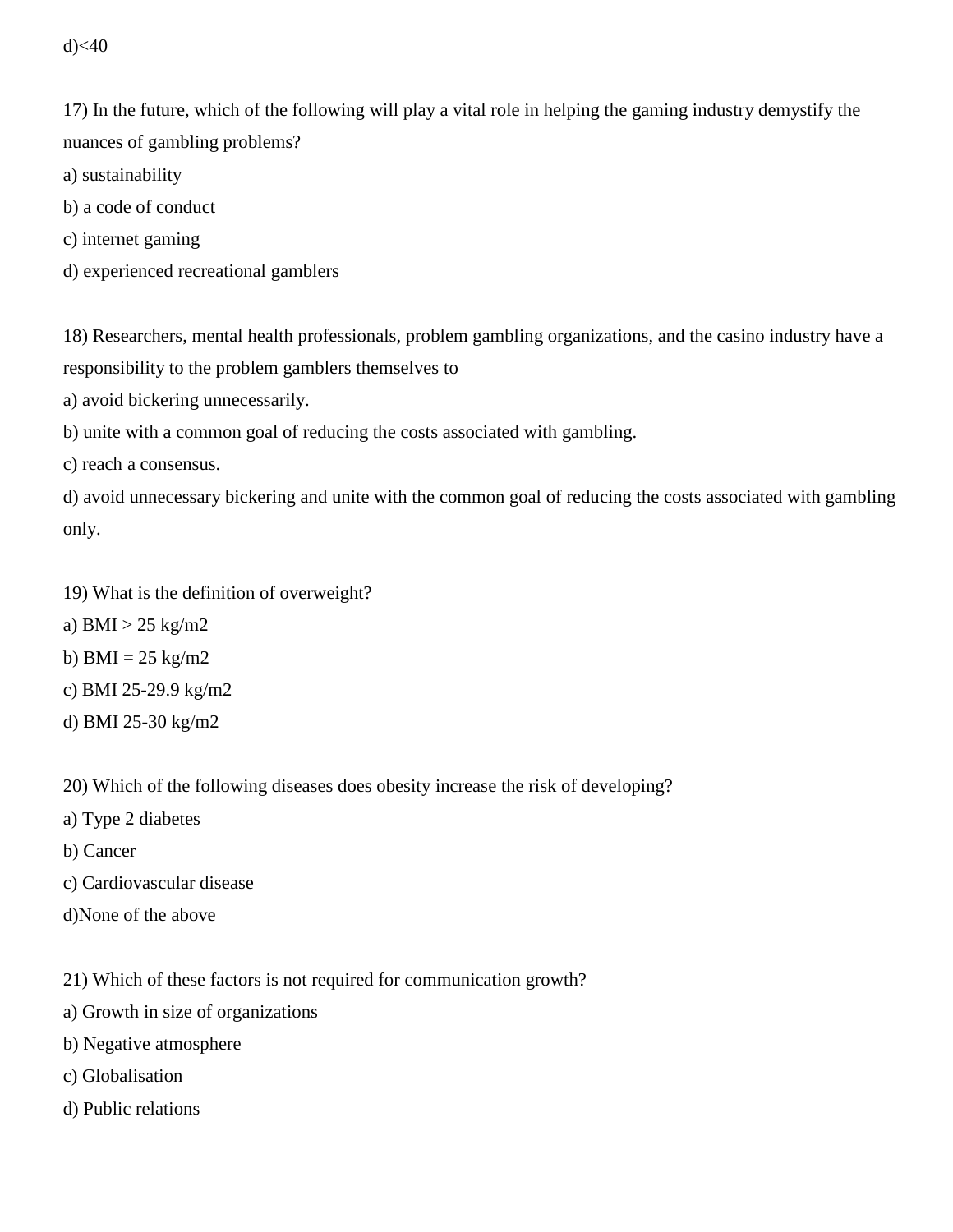d)<40

17) In the future, which of the following will play a vital role in helping the gaming industry demystify the nuances of gambling problems?

a) sustainability

b) a code of conduct

c) internet gaming

d) experienced recreational gamblers

18) Researchers, mental health professionals, problem gambling organizations, and the casino industry have a responsibility to the problem gamblers themselves to

a) avoid bickering unnecessarily.

b) unite with a common goal of reducing the costs associated with gambling.

c) reach a consensus.

d) avoid unnecessary bickering and unite with the common goal of reducing the costs associated with gambling only.

19) What is the definition of overweight?

a) BMI > 25 kg/m2

b) BMI = 25 kg/m2

c) BMI 25-29.9 kg/m2

d) BMI 25-30 kg/m2

20) Which of the following diseases does obesity increase the risk of developing?

a) Type 2 diabetes

b) Cancer

c) Cardiovascular disease

d)None of the above

21) Which of these factors is not required for communication growth?

a) Growth in size of organizations

b) Negative atmosphere

c) Globalisation

d) Public relations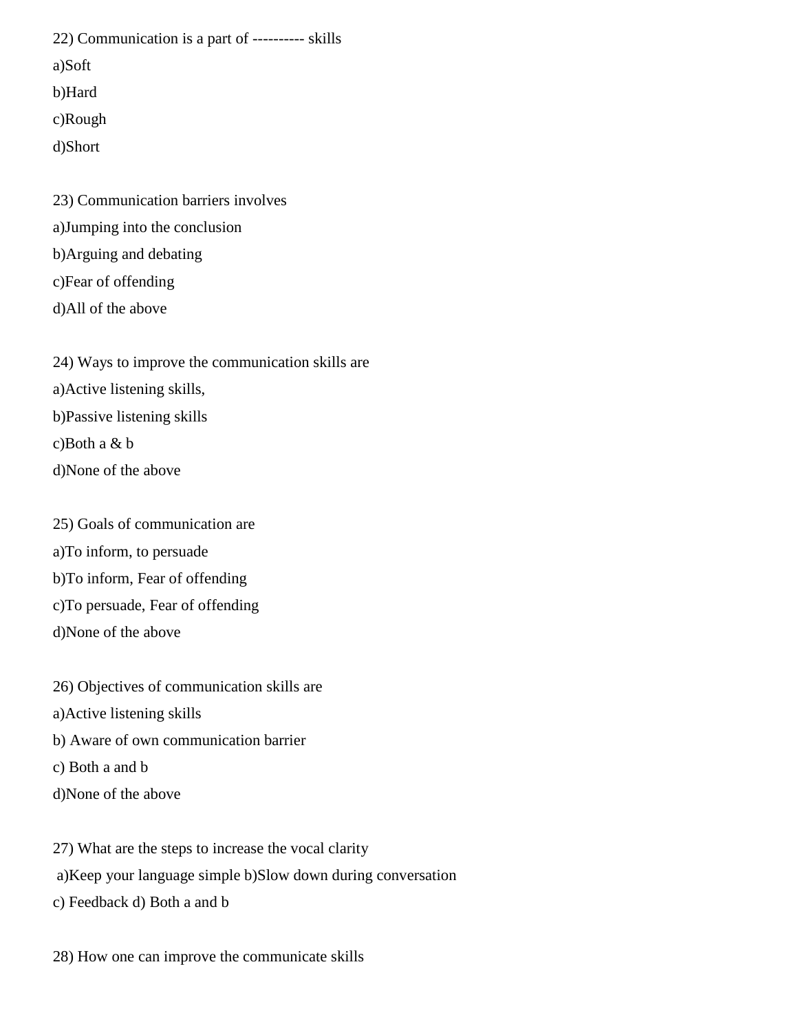22) Communication is a part of ---------- skills

a)Soft

b)Hard

c)Rough

d)Short

23) Communication barriers involves

a)Jumping into the conclusion

b)Arguing and debating

c)Fear of offending

d)All of the above

24) Ways to improve the communication skills are

a)Active listening skills,

b)Passive listening skills

c)Both a & b

d)None of the above

25) Goals of communication are

a)To inform, to persuade

b)To inform, Fear of offending

c)To persuade, Fear of offending

d)None of the above

26) Objectives of communication skills are

a)Active listening skills

b) Aware of own communication barrier

c) Both a and b

d)None of the above

27) What are the steps to increase the vocal clarity

a)Keep your language simple b)Slow down during conversation

c) Feedback d) Both a and b

28) How one can improve the communicate skills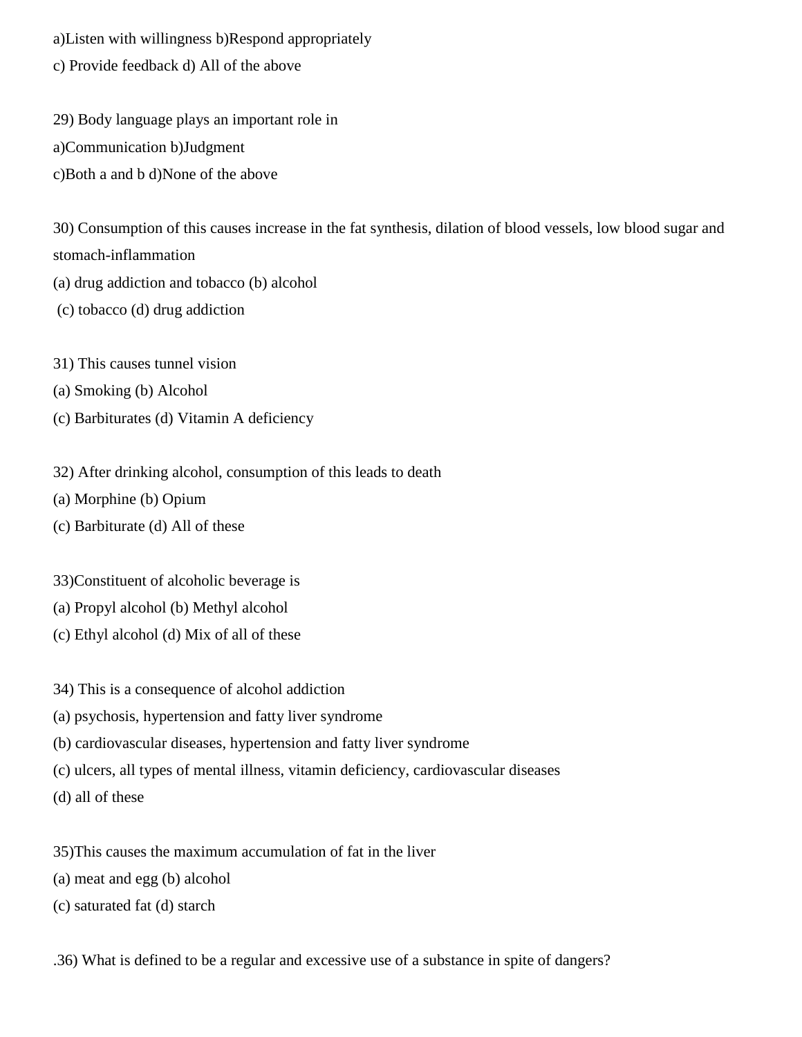a)Listen with willingness b)Respond appropriately

c) Provide feedback d) All of the above

29) Body language plays an important role in

a)Communication b)Judgment

c)Both a and b d)None of the above

30) Consumption of this causes increase in the fat synthesis, dilation of blood vessels, low blood sugar and stomach-inflammation

(a) drug addiction and tobacco (b) alcohol

(c) tobacco (d) drug addiction

31) This causes tunnel vision

(a) Smoking (b) Alcohol

(c) Barbiturates (d) Vitamin A deficiency

32) After drinking alcohol, consumption of this leads to death

(a) Morphine (b) Opium

(c) Barbiturate (d) All of these

33)Constituent of alcoholic beverage is

(a) Propyl alcohol (b) Methyl alcohol

(c) Ethyl alcohol (d) Mix of all of these

34) This is a consequence of alcohol addiction

(a) psychosis, hypertension and fatty liver syndrome

(b) cardiovascular diseases, hypertension and fatty liver syndrome

(c) ulcers, all types of mental illness, vitamin deficiency, cardiovascular diseases

(d) all of these

35)This causes the maximum accumulation of fat in the liver

(a) meat and egg (b) alcohol

(c) saturated fat (d) starch

.36) What is defined to be a regular and excessive use of a substance in spite of dangers?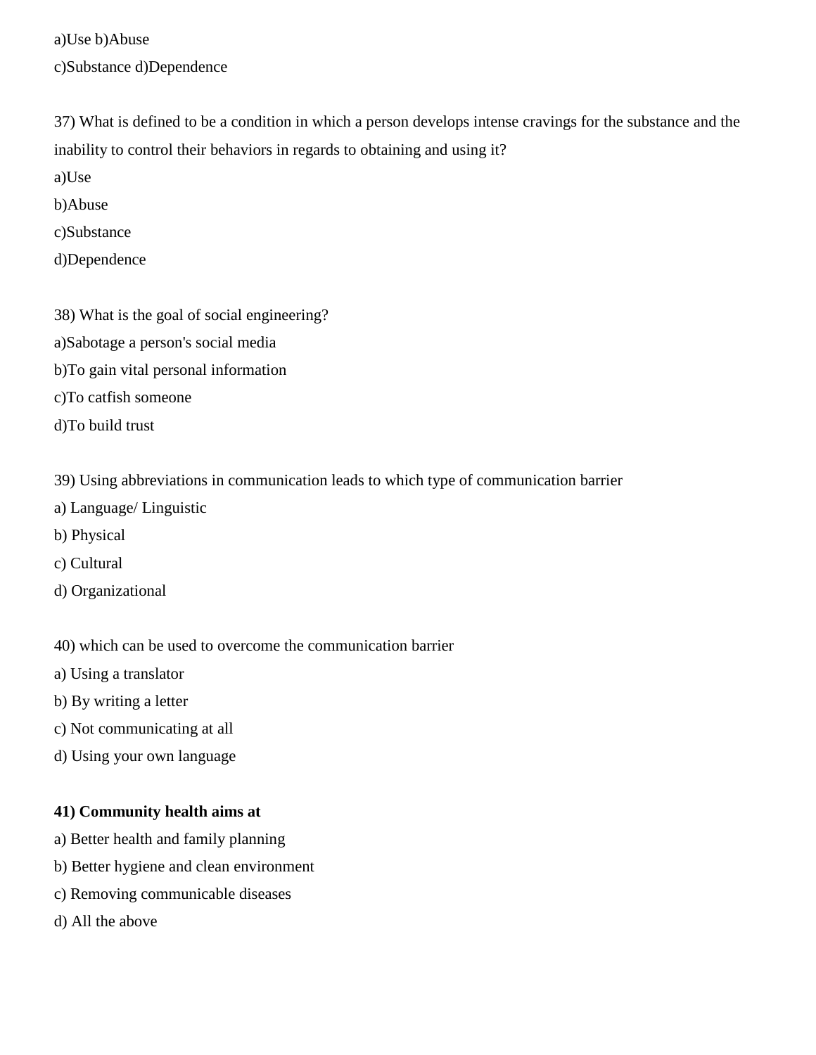a)Use b)Abuse

c)Substance d)Dependence

37) What is defined to be a condition in which a person develops intense cravings for the substance and the inability to control their behaviors in regards to obtaining and using it?

a)Use

b)Abuse

c)Substance

d)Dependence

38) What is the goal of social engineering?

a)Sabotage a person's social media

b)To gain vital personal information

c)To catfish someone

d)To build trust

39) Using abbreviations in communication leads to which type of communication barrier

a) Language/ Linguistic

b) Physical

c) Cultural

d) Organizational

40) which can be used to overcome the communication barrier

a) Using a translator

b) By writing a letter

c) Not communicating at all

d) Using your own language

**41) Community health aims at**

a) Better health and family planning

b) Better hygiene and clean environment

c) Removing communicable diseases

d) All the above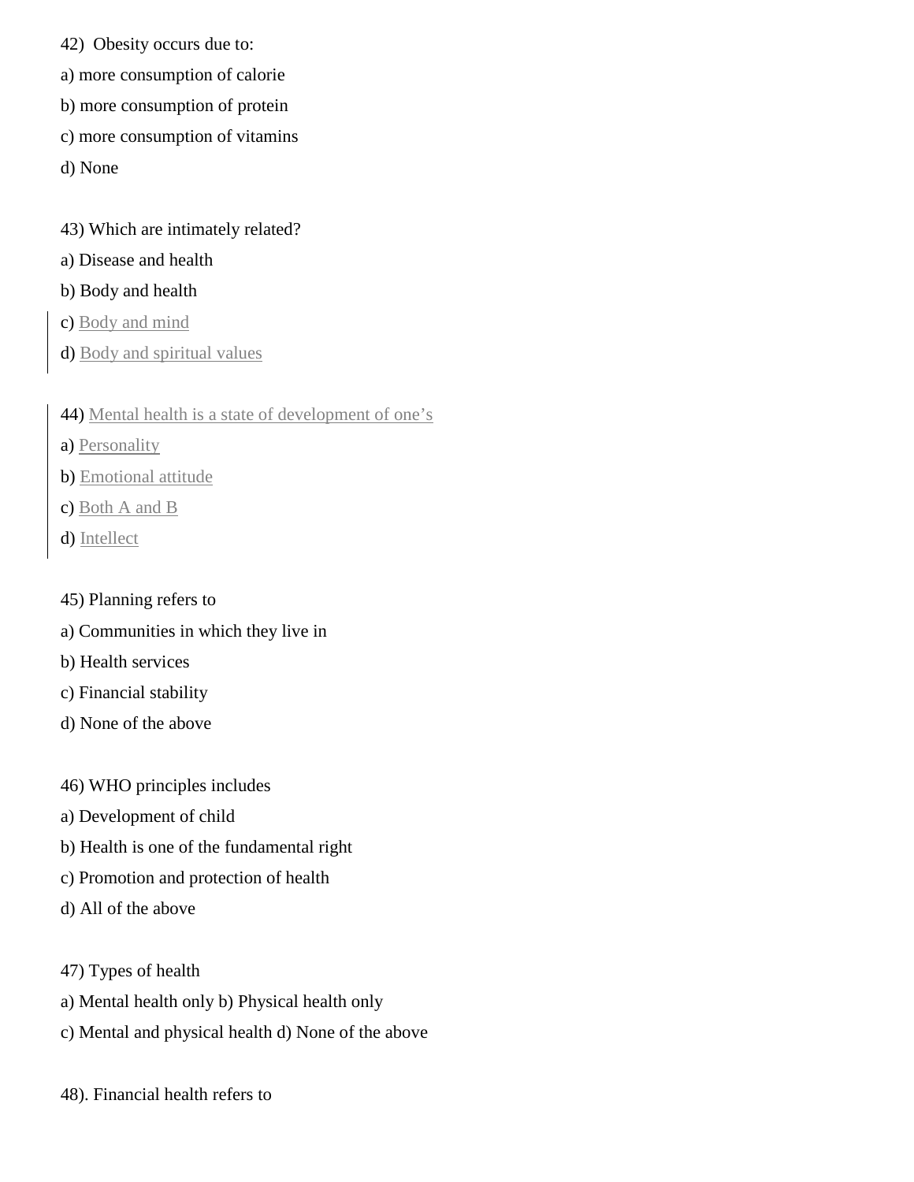42) Obesity occurs due to:

a) more consumption of calorie

b) more consumption of protein

c) more consumption of vitamins

d) None

43) Which are intimately related?

a) Disease and health

b) Body and health

c) Body and mind

d) Body and spiritual values

44) Mental health is a state of development of one's

a) Personality

b) Emotional attitude

c) Both A and B

d) Intellect

45) Planning refers to

a) Communities in which they live in

b) Health services

c) Financial stability

d) None of the above

46) WHO principles includes

a) Development of child

b) Health is one of the fundamental right

c) Promotion and protection of health

d) All of the above

47) Types of health

a) Mental health only b) Physical health only

c) Mental and physical health d) None of the above

48). Financial health refers to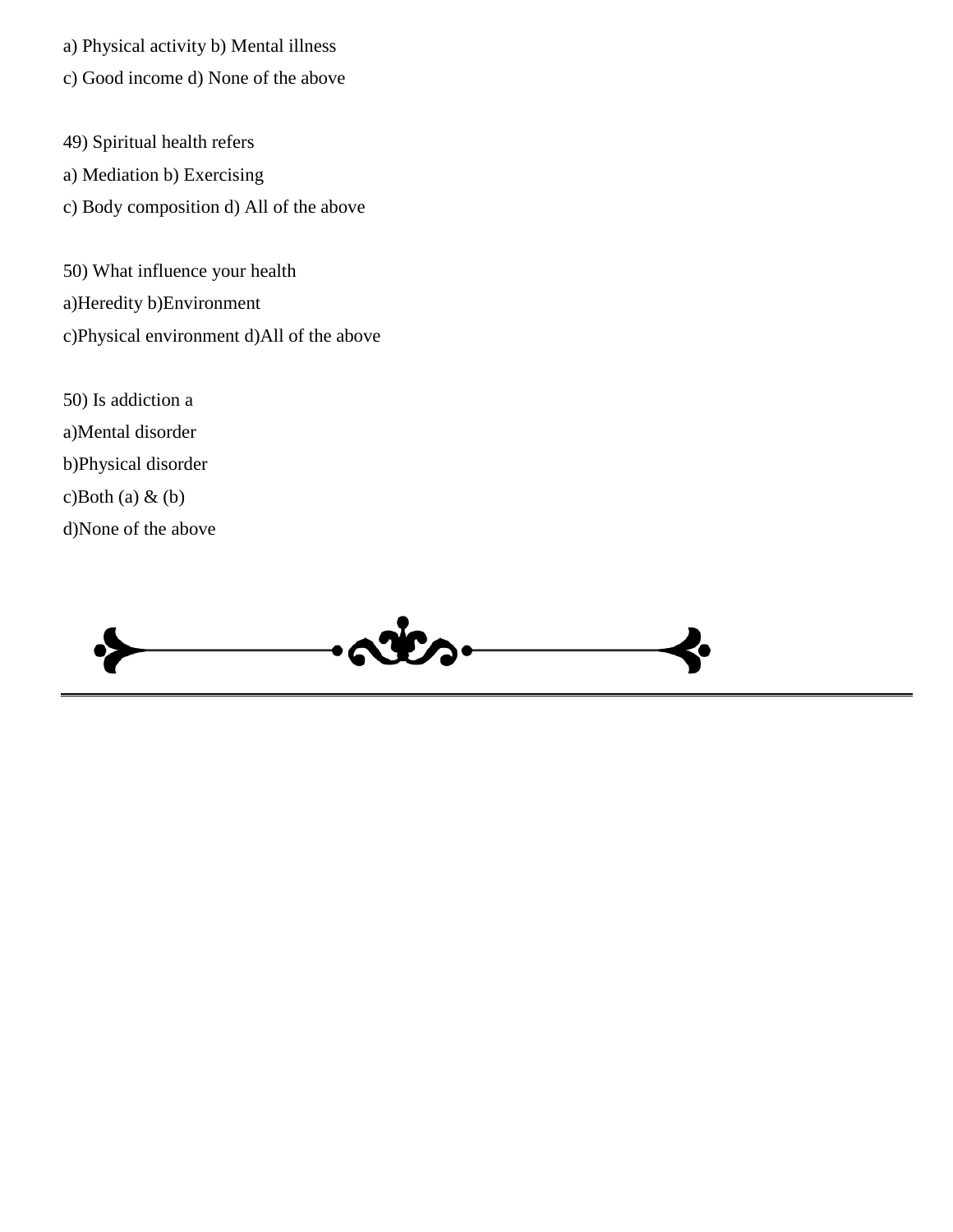a) Physical activity b) Mental illness

c) Good income d) None of the above

49) Spiritual health refers

a) Mediation b) Exercising

c) Body composition d) All of the above

50) What influence your health

a)Heredity b)Environment

c)Physical environment d)All of the above

50) Is addiction a

a)Mental disorder

b)Physical disorder

c)Both (a) & (b)

d)None of the above